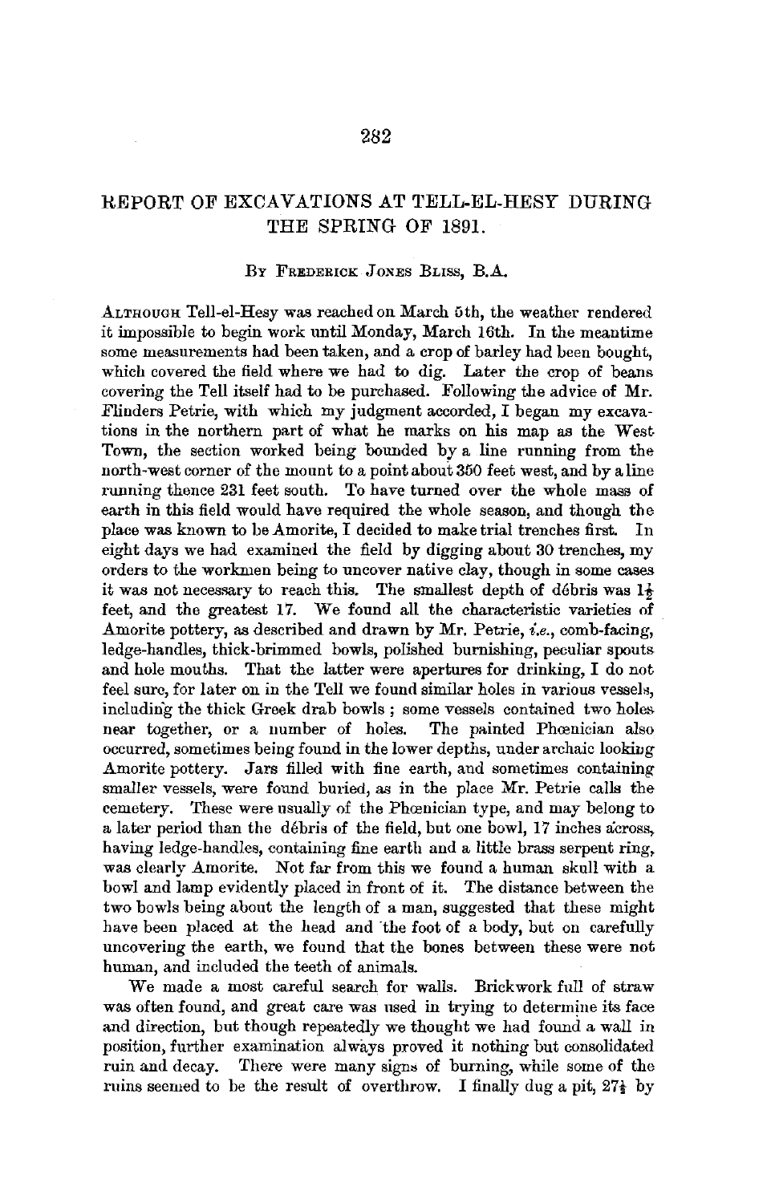# REPORT OF EXCAVATIONS AT TELL-EL-HESY DURING THE SPRING OF 1891.

By Frederick Jones Bliss, B.A.

Although Tell-el-Hesy was reached on March 5th, the weather rendered it impossible to begin work until Monday, March 16th. In the meantime some measurements had been taken, and a crop of barley had been bought, which covered the field where we had to dig. Later the crop of beans covering the Tell itself had to be purchased. Following the advice of Mr. Flinders Petrie, with which my judgment accorded, I began my excavations in the northern part of what he marks on his map as the West Town, the section worked being bounded by a line running from the north-west corner of the mount to a point about 350 feet west, and by a line running thence 231 feet south. To have turned over the whole mass of earth in this field would have required the whole season, and though the place was known to be Amorite, I decided to make trial trenches first. In eight days we had examined the field by digging about 30 trenches, my orders to the workmen being to uncover native clay, though in some cases it was not necessary to reach this. The smallest depth of débris was 1½ feet, and the greatest 17. We found all the characteristic varieties of Amorite pottery, as described and drawn by Mr. Petrie, *i.e.*, comb-facing, ledge-handles, thick-brimmed bowls, polished burnishing, peculiar spouts and hole mouths. That the latter were apertures for drinking, I do not feel sure, for later on in the Tell we found similar holes in various vessels, including the thick Greek drab bowls; some vessels contained two holes near together, or a number of holes. The painted Phœnician also occurred, sometimes being found in the lower depths, under archaic looking Amorite pottery. Jars filled with fine earth, and sometimes containing smaller vessels, were found buried, as in the place Mr. Petrie calls the cemetery. These were usually of the Phœnician type, and may belong to a later period than the débris of the field, but one bowl, 17 inches across, having ledge-handles, containing fine earth and a little brass serpent ring, was clearly Amorite. Not far from this we found a human skull with a bowl and lamp evidently placed in front of it. The distance between the two bowls being about the length of a man, suggested that these might have been placed at the head and the foot of a body, but on carefully uncovering the earth, we found that the bones between these were not human, and included the teeth of animals.

We made a most careful search for walls. Brickwork full of straw was often found, and great care was used in trying to determine its face and direction, but though repeatedly we thought we had found a wall in position, further examination always proved it nothing but consolidated ruin and decay. There were many signs of burning, while some of the ruins seemed to be the result of overthrow. I finally dug a pit, 27½ by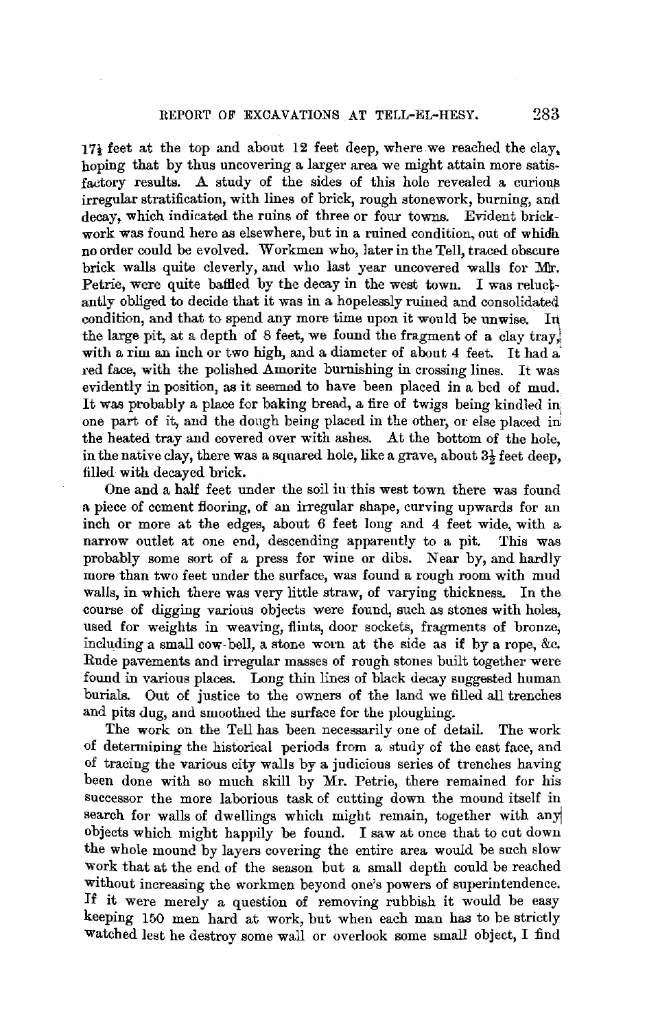17½ feet at the top and about 12 feet deep, where we reached the clay, hoping that by thus uncovering a larger area we might attain more satisfactory results. A study of the sides of this hole revealed a curious irregular stratification, with lines of brick, rough stonework, burning, and decay, which indicated the ruins of three or four towns. Evident brickwork was found here as elsewhere, but in a ruined condition, out of which no order could be evolved. Workmen who, later in the Tell, traced obscure brick walls quite cleverly, and who last year uncovered walls for Mr. Petrie, were quite baffled by the decay in the west town. I was reluctantly obliged to decide that it was in a hopelessly ruined and consolidated condition, and that to spend any more time upon it would be unwise. In the large pit, at a depth of 8 feet, we found the fragment of a clay tray, with a rim an inch or two high, and a diameter of about 4 feet. It had a red face, with the polished Amorite burnishing in crossing lines. It was evidently in position, as it seemed to have been placed in a bed of mud. It was probably a place for baking bread, a fire of twigs being kindled in one part of it, and the dough being placed in the other, or else placed in the heated tray and covered over with ashes. At the bottom of the hole, in the native clay, there was a squared hole, like a grave, about 3½ feet deep, filled with decayed brick.

One and a half feet under the soil in this west town there was found a piece of cement flooring, of an irregular shape, curving upwards for an inch or more at the edges, about 6 feet long and 4 feet wide, with a narrow outlet at one end, descending apparently to a pit. This was probably some sort of a press for wine or dibs. Near by, and hardly more than two feet under the surface, was found a rough room with mud walls, in which there was very little straw, of varying thickness. In the course of digging various objects were found, such as stones with holes, used for weights in weaving, flints, door sockets, fragments of bronze, including a small cow-bell, a stone worn at the side as if by a rope, &c. Rude pavements and irregular masses of rough stones built together were found in various places. Long thin lines of black decay suggested human burials. Out of justice to the owners of the land we filled all trenches and pits dug, and smoothed the surface for the ploughing.

The work on the Tell has been necessarily one of detail. The work of determining the historical periods from a study of the east face, and of tracing the various city walls by a judicious series of trenches having been done with so much skill by Mr. Petrie, there remained for his successor the more laborious task of cutting down the mound itself in search for walls of dwellings which might remain, together with any objects which might happily be found. I saw at once that to cut down the whole mound by layers covering the entire area would be such slow work that at the end of the season but a small depth could be reached without increasing the workmen beyond one's powers of superintendence. If it were merely a question of removing rubbish it would be easy keeping 150 men hard at work, but when each man has to be strictly watched lest he destroy some wall or overlook some small object, I find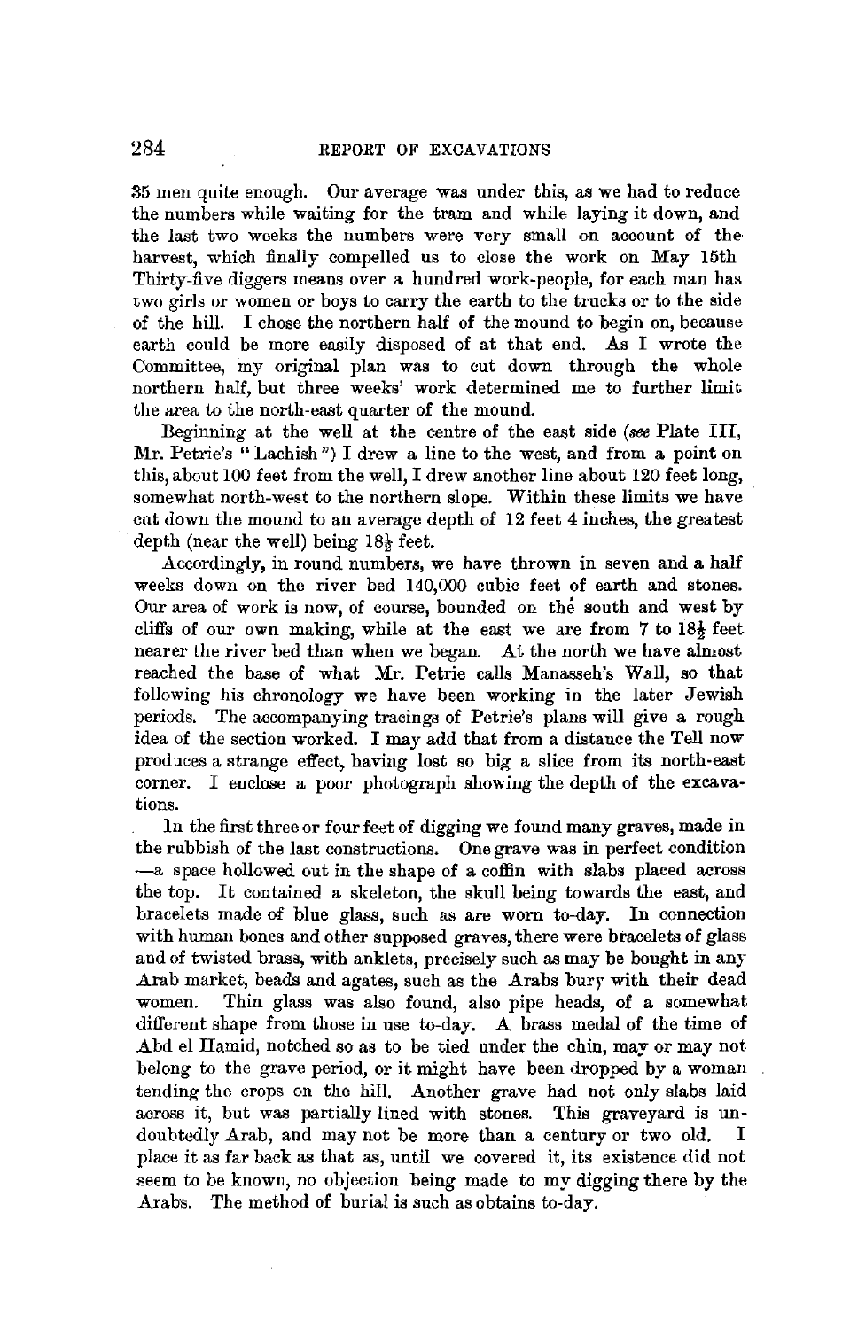35 men quite enough. Our average was under this, as we had to reduce the numbers while waiting for the tram and while laying it down, and the last two weeks the numbers were very small on account of the harvest, which finally compelled us to close the work on May 15th Thirty-five diggers means over a hundred work-people, for each man has two girls or women or boys to carry the earth to the trucks or to the side of the hill. I chose the northern half of the mound to begin on, because earth could be more easily disposed of at that end. As I wrote the Committee, my original plan was to cut down through the whole northern half, but three weeks' work determined me to further limit the area to the north-east quarter of the mound.

Beginning at the well at the centre of the east side (*see* Plate III, Mr. Petrie's "Lachish") I drew a line to the west, and from a point on this, about 100 feet from the well, I drew another line about 120 feet long, somewhat north-west to the northern slope. Within these limits we have cut down the mound to an average depth of 12 feet 4 inches, the greatest depth (near the well) being 18½ feet.

Accordingly, in round numbers, we have thrown in seven and a half weeks down on the river bed 140,000 cubic feet of earth and stones. Our area of work is now, of course, bounded on the south and west by cliffs of our own making, while at the east we are from 7 to 18½ feet nearer the river bed than when we began. At the north we have almost reached the base of what Mr. Petrie calls Manasseh's Wall, so that following his chronology we have been working in the later Jewish periods. The accompanying tracings of Petrie's plans will give a rough idea of the section worked. I may add that from a distance the Tell now produces a strange effect, having lost so big a slice from its north-east corner. I enclose a poor photograph showing the depth of the excavations.

In the first three or four feet of digging we found many graves, made in the rubbish of the last constructions. One grave was in perfect condition —a space hollowed out in the shape of a coffin with slabs placed across the top. It contained a skeleton, the skull being towards the east, and bracelets made of blue glass, such as are worn to-day. In connection with human bones and other supposed graves, there were bracelets of glass and of twisted brass, with anklets, precisely such as may be bought in any Arab market, beads and agates, such as the Arabs bury with their dead women. Thin glass was also found, also pipe heads, of a somewhat different shape from those in use to-day. A brass medal of the time of Abd el Hamid, notched so as to be tied under the chin, may or may not belong to the grave period, or it might have been dropped by a woman tending the crops on the hill. Another grave had not only slabs laid across it, but was partially lined with stones. This graveyard is undoubtedly Arab, and may not be more than a century or two old. I place it as far back as that as, until we covered it, its existence did not seem to be known, no objection being made to my digging there by the Arabs. The method of burial is such as obtains to-day.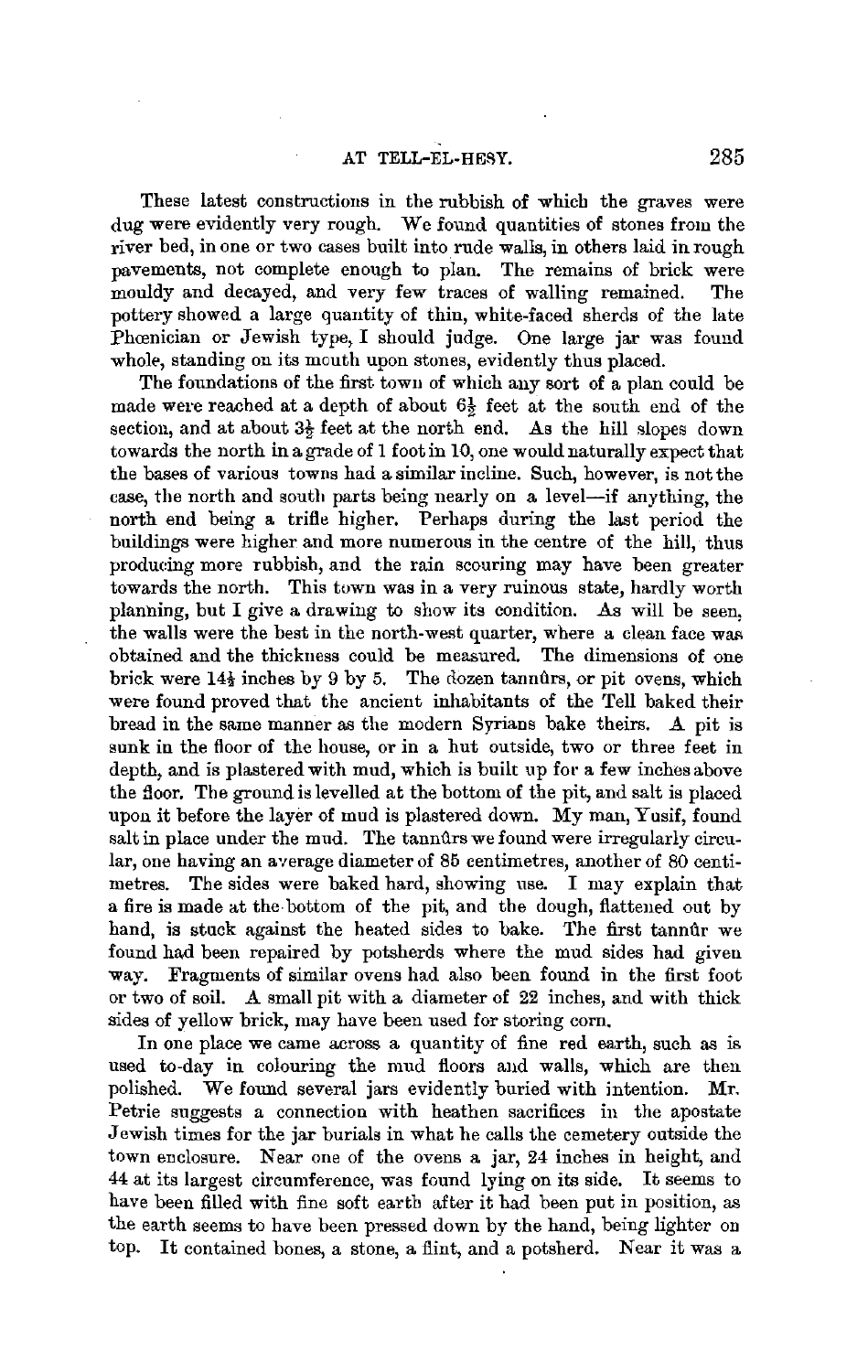These latest constructions in the rubbish of which the graves were dug were evidently very rough. We found quantities of stones from the river bed, in one or two cases built into rude walls, in others laid in rough pavements, not complete enough to plan. The remains of brick were mouldy and decayed, and very few traces of walling remained. The pottery showed a large quantity of thin, white-faced sherds of the late Phœnician or Jewish type, I should judge. One large jar was found whole, standing on its mouth upon stones, evidently thus placed.

The foundations of the first town of which any sort of a plan could be made were reached at a depth of about 6½ feet at the south end of the section, and at about 3½ feet at the north end. As the hill slopes down towards the north in a grade of 1 foot in 10, one would naturally expect that the bases of various towns had a similar incline. Such, however, is not the case, the north and south parts being nearly on a level—if anything, the north end being a trifle higher. Perhaps during the last period the buildings were higher and more numerous in the centre of the hill, thus producing more rubbish, and the rain scouring may have been greater towards the north. This town was in a very ruinous state, hardly worth planning, but I give a drawing to show its condition. As will be seen, the walls were the best in the north-west quarter, where a clean face was obtained and the thickness could be measured. The dimensions of one brick were 14½ inches by 9 by 5. The dozen tannûrs, or pit ovens, which were found proved that the ancient inhabitants of the Tell baked their bread in the same manner as the modern Syrians bake theirs. A pit is sunk in the floor of the house, or in a hut outside, two or three feet in depth, and is plastered with mud, which is built up for a few inches above the floor. The ground is levelled at the bottom of the pit, and salt is placed upon it before the layer of mud is plastered down. My man, Yusif, found salt in place under the mud. The tannûrs we found were irregularly circular, one having an average diameter of 85 centimetres, another of 80 centimetres. The sides were baked hard, showing use. I may explain that a fire is made at the bottom of the pit, and the dough, flattened out by hand, is stuck against the heated sides to bake. The first tannûr we found had been repaired by potsherds where the mud sides had given way. Fragments of similar ovens had also been found in the first foot or two of soil. A small pit with a diameter of 22 inches, and with thick sides of yellow brick, may have been used for storing corn.

In one place we came across a quantity of fine red earth, such as is used to-day in colouring the mud floors and walls, which are then polished. We found several jars evidently buried with intention. Mr. Petrie suggests a connection with heathen sacrifices in the apostate Jewish times for the jar burials in what he calls the cemetery outside the town enclosure. Near one of the ovens a jar, 24 inches in height, and 44 at its largest circumference, was found lying on its side. It seems to have been filled with fine soft earth after it had been put in position, as the earth seems to have been pressed down by the hand, being lighter on top. It contained bones, a stone, a flint, and a potsherd. Near it was a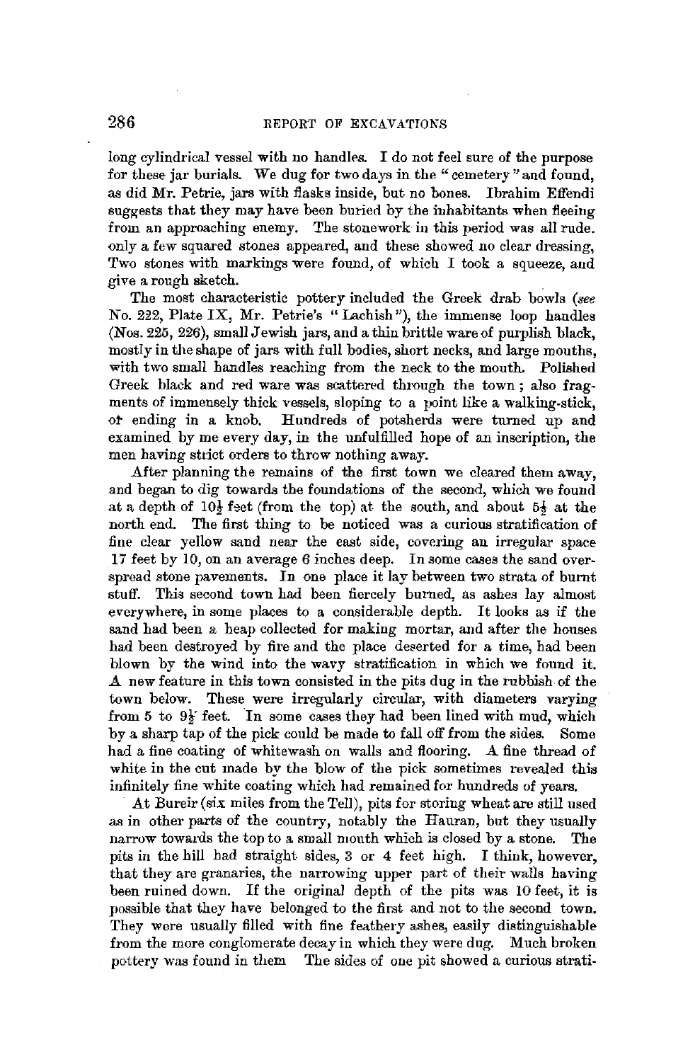long cylindrical vessel with no handles. I do not feel sure of the purpose for these jar burials. We dug for two days in the "cemetery" and found, as did Mr. Petrie, jars with flasks inside, but no bones. Ibrahim Effendi suggests that they may have been buried by the inhabitants when fleeing from an approaching enemy. The stonework in this period was all rude. only a few squared stones appeared, and these showed no clear dressing, Two stones with markings were found, of which I took a squeeze, and give a rough sketch.

The most characteristic pottery included the Greek drab bowls (*see* No. 222, Plate IX, Mr. Petrie's "Lachish"), the immense loop handles (Nos. 225, 226), small Jewish jars, and a thin brittle ware of purplish black, mostly in the shape of jars with full bodies, short necks, and large mouths, with two small handles reaching from the neck to the mouth. Polished Greek black and red ware was scattered through the town; also fragments of immensely thick vessels, sloping to a point like a walking-stick, or ending in a knob. Hundreds of potsherds were turned up and examined by me every day, in the unfulfilled hope of an inscription, the men having strict orders to throw nothing away.

After planning the remains of the first town we cleared them away, and began to dig towards the foundations of the second, which we found at a depth of 10½ feet (from the top) at the south, and about 5½ at the north end. The first thing to be noticed was a curious stratification of fine clear yellow sand near the east side, covering an irregular space 17 feet by 10, on an average 6 inches deep. In some cases the sand overspread stone pavements. In one place it lay between two strata of burnt stuff. This second town had been fiercely burned, as ashes lay almost everywhere, in some places to a considerable depth. It looks as if the sand had been a heap collected for making mortar, and after the houses had been destroyed by fire and the place deserted for a time, had been blown by the wind into the wavy stratification in which we found it. A new feature in this town consisted in the pits dug in the rubbish of the town below. These were irregularly circular, with diameters varying from 5 to 9½ feet. In some cases they had been lined with mud, which by a sharp tap of the pick could be made to fall off from the sides. Some had a fine coating of whitewash on walls and flooring. A fine thread of white in the cut made by the blow of the pick sometimes revealed this infinitely fine white coating which had remained for hundreds of years.

At Bureir (six miles from the Tell), pits for storing wheat are still used as in other parts of the country, notably the Hauran, but they usually narrow towards the top to a small mouth which is closed by a stone. The pits in the hill had straight sides, 3 or 4 feet high. I think, however, that they are granaries, the narrowing upper part of their walls having been ruined down. If the original depth of the pits was 10 feet, it is possible that they have belonged to the first and not to the second town. They were usually filled with fine feathery ashes, easily distinguishable from the more conglomerate decay in which they were dug. Much broken pottery was found in them The sides of one pit showed a curious strati-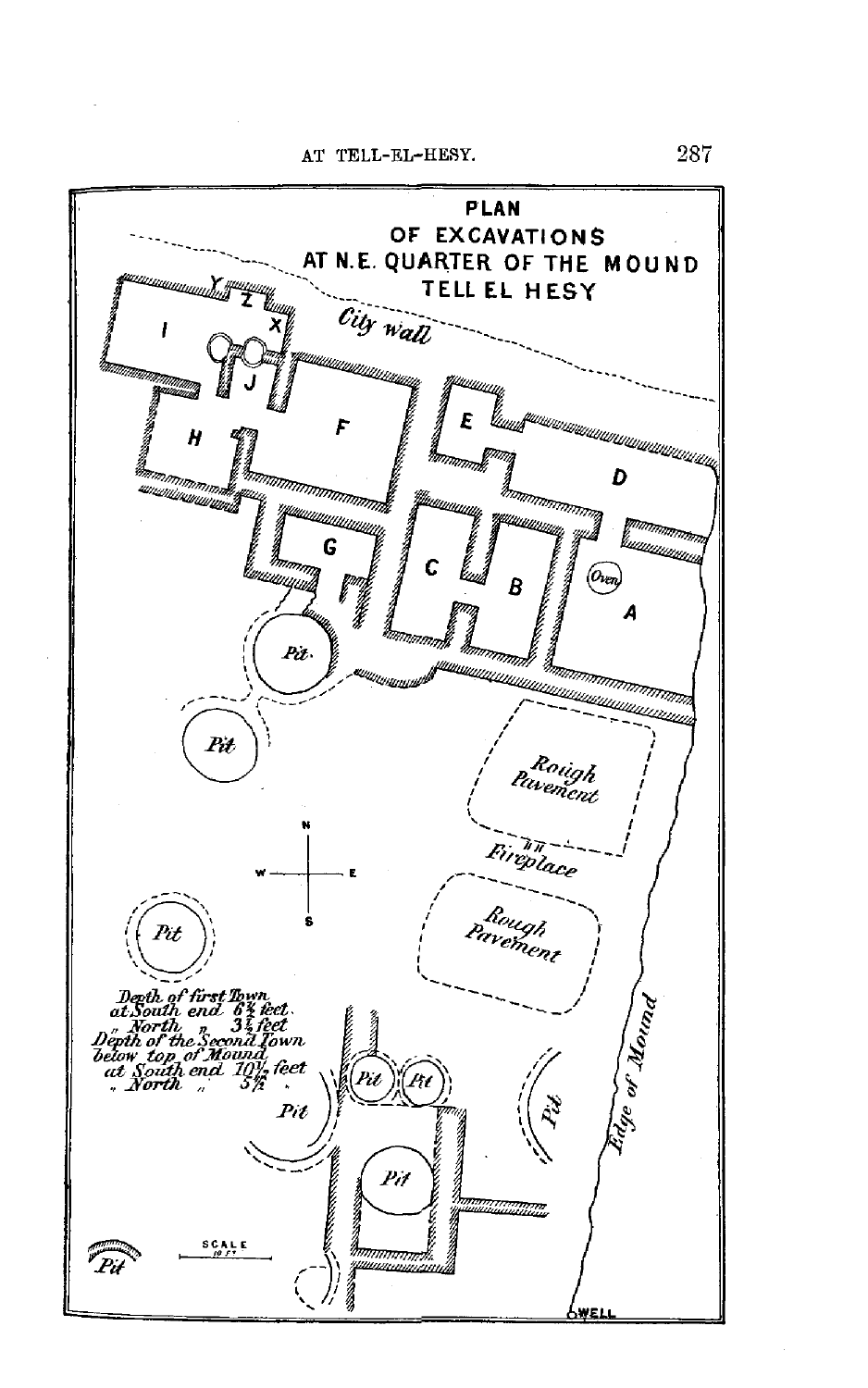PLAN
OF EXCAVATIONS
AT N.E. QUARTER OF THE MOUND
TELL EL HESY

City wall

I Y Z X J F H E D G C B A

Oven

Pit

Pit

Rough Pavement

Fireplace

Rough Pavement

N W E S

Pit

Depth of first Town
at South end $6\frac{3}{4}$ feet.
" North " $3\frac{1}{4}$ feet
Depth of the Second Town
below top of Mound
at South end $10\frac{1}{2}$ feet
" North " $5\frac{1}{2}$ "

Pit Pit Pit

Pit

Pit

Edge of Mound

Pit

SCALE
10 FT

WELL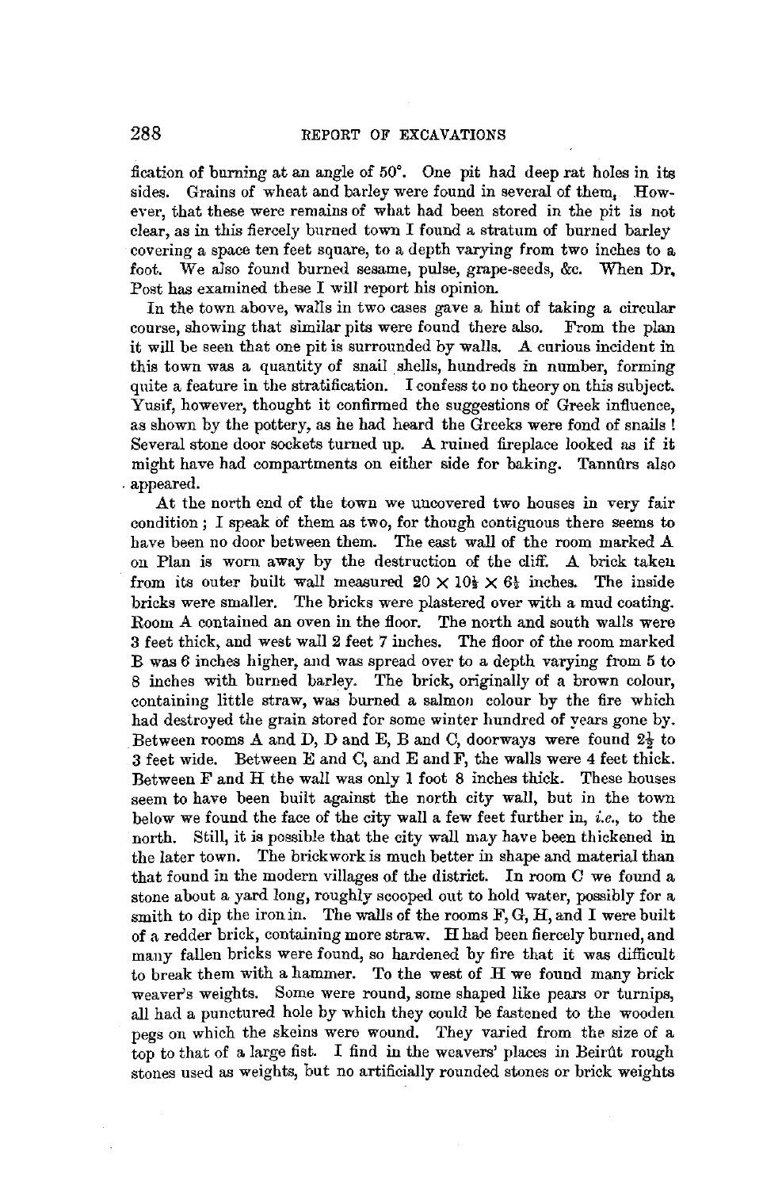fication of burning at an angle of 50°. One pit had deep rat holes in its sides. Grains of wheat and barley were found in several of them. However, that these were remains of what had been stored in the pit is not clear, as in this fiercely burned town I found a stratum of burned barley covering a space ten feet square, to a depth varying from two inches to a foot. We also found burned sesame, pulse, grape-seeds, &c. When Dr. Post has examined these I will report his opinion.

In the town above, walls in two cases gave a hint of taking a circular course, showing that similar pits were found there also. From the plan it will be seen that one pit is surrounded by walls. A curious incident in this town was a quantity of snail shells, hundreds in number, forming quite a feature in the stratification. I confess to no theory on this subject. Yusif, however, thought it confirmed the suggestions of Greek influence, as shown by the pottery, as he had heard the Greeks were fond of snails! Several stone door sockets turned up. A ruined fireplace looked as if it might have had compartments on either side for baking. Tannûrs also appeared.

At the north end of the town we uncovered two houses in very fair condition; I speak of them as two, for though contiguous there seems to have been no door between them. The east wall of the room marked A on Plan is worn away by the destruction of the cliff. A brick taken from its outer built wall measured $20 \times 10\frac{1}{2} \times 6\frac{1}{2}$ inches. The inside bricks were smaller. The bricks were plastered over with a mud coating. Room A contained an oven in the floor. The north and south walls were 3 feet thick, and west wall 2 feet 7 inches. The floor of the room marked B was 6 inches higher, and was spread over to a depth varying from 5 to 8 inches with burned barley. The brick, originally of a brown colour, containing little straw, was burned a salmon colour by the fire which had destroyed the grain stored for some winter hundred of years gone by. Between rooms A and D, D and E, B and C, doorways were found $2\frac{1}{2}$ to 3 feet wide. Between E and C, and E and F, the walls were 4 feet thick. Between F and H the wall was only 1 foot 8 inches thick. These houses seem to have been built against the north city wall, but in the town below we found the face of the city wall a few feet further in, *i.e.*, to the north. Still, it is possible that the city wall may have been thickened in the later town. The brickwork is much better in shape and material than that found in the modern villages of the district. In room C we found a stone about a yard long, roughly scooped out to hold water, possibly for a smith to dip the iron in. The walls of the rooms F, G, H, and I were built of a redder brick, containing more straw. H had been fiercely burned, and many fallen bricks were found, so hardened by fire that it was difficult to break them with a hammer. To the west of H we found many brick weaver's weights. Some were round, some shaped like pears or turnips, all had a punctured hole by which they could be fastened to the wooden pegs on which the skeins were wound. They varied from the size of a top to that of a large fist. I find in the weavers' places in Beirût rough stones used as weights, but no artificially rounded stones or brick weights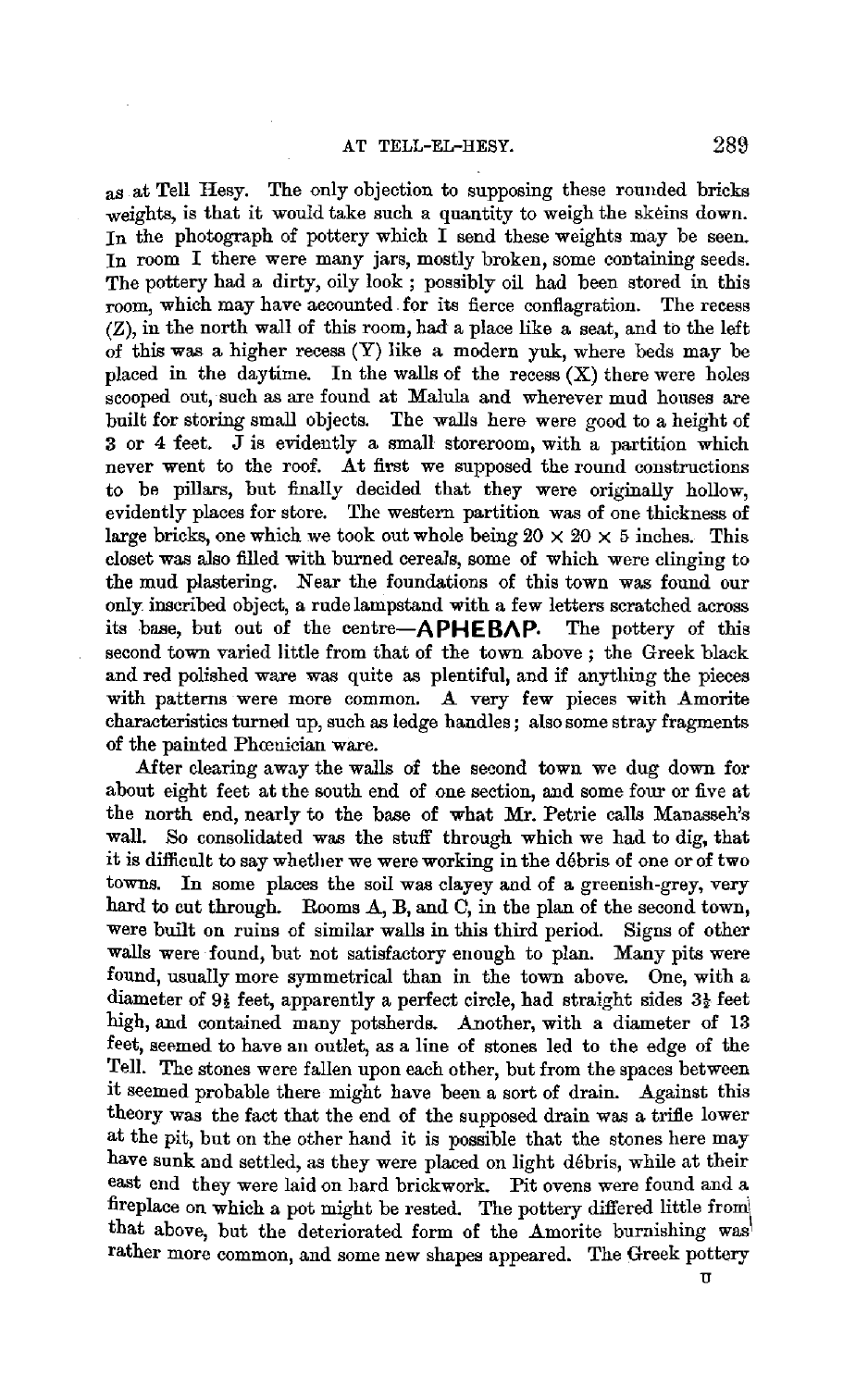as at Tell Hesy. The only objection to supposing these rounded bricks weights, is that it would take such a quantity to weigh the skeins down. In the photograph of pottery which I send these weights may be seen. In room I there were many jars, mostly broken, some containing seeds. The pottery had a dirty, oily look; possibly oil had been stored in this room, which may have accounted for its fierce conflagration. The recess (Z), in the north wall of this room, had a place like a seat, and to the left of this was a higher recess (Y) like a modern yuk, where beds may be placed in the daytime. In the walls of the recess (X) there were holes scooped out, such as are found at Malula and wherever mud houses are built for storing small objects. The walls here were good to a height of 3 or 4 feet. J is evidently a small storeroom, with a partition which never went to the roof. At first we supposed the round constructions to be pillars, but finally decided that they were originally hollow, evidently places for store. The western partition was of one thickness of large bricks, one which we took out whole being 20 × 20 × 5 inches. This closet was also filled with burned cereals, some of which were clinging to the mud plastering. Near the foundations of this town was found our only inscribed object, a rude lampstand with a few letters scratched across its base, but out of the centre—**ΑΡΗΕΒΛΡ**. The pottery of this second town varied little from that of the town above; the Greek black and red polished ware was quite as plentiful, and if anything the pieces with patterns were more common. A very few pieces with Amorite characteristics turned up, such as ledge handles; also some stray fragments of the painted Phœnician ware.

After clearing away the walls of the second town we dug down for about eight feet at the south end of one section, and some four or five at the north end, nearly to the base of what Mr. Petrie calls Manasseh's wall. So consolidated was the stuff through which we had to dig, that it is difficult to say whether we were working in the débris of one or of two towns. In some places the soil was clayey and of a greenish-grey, very hard to cut through. Rooms A, B, and C, in the plan of the second town, were built on ruins of similar walls in this third period. Signs of other walls were found, but not satisfactory enough to plan. Many pits were found, usually more symmetrical than in the town above. One, with a diameter of 9½ feet, apparently a perfect circle, had straight sides 3½ feet high, and contained many potsherds. Another, with a diameter of 13 feet, seemed to have an outlet, as a line of stones led to the edge of the Tell. The stones were fallen upon each other, but from the spaces between it seemed probable there might have been a sort of drain. Against this theory was the fact that the end of the supposed drain was a trifle lower at the pit, but on the other hand it is possible that the stones here may have sunk and settled, as they were placed on light débris, while at their east end they were laid on hard brickwork. Pit ovens were found and a fireplace on which a pot might be rested. The pottery differed little from that above, but the deteriorated form of the Amorite burnishing was rather more common, and some new shapes appeared. The Greek pottery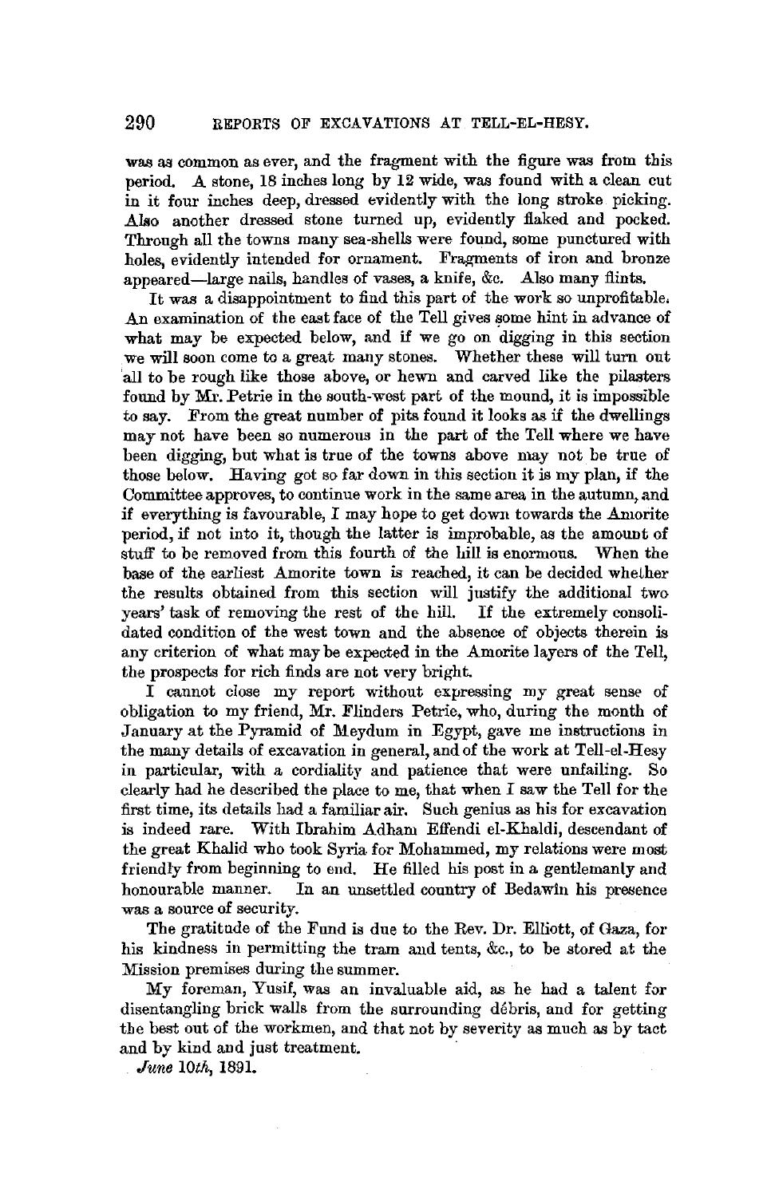was as common as ever, and the fragment with the figure was from this period. A stone, 18 inches long by 12 wide, was found with a clean cut in it four inches deep, dressed evidently with the long stroke picking. Also another dressed stone turned up, evidently flaked and pocked. Through all the towns many sea-shells were found, some punctured with holes, evidently intended for ornament. Fragments of iron and bronze appeared—large nails, handles of vases, a knife, &c. Also many flints.

It was a disappointment to find this part of the work so unprofitable. An examination of the east face of the Tell gives some hint in advance of what may be expected below, and if we go on digging in this section we will soon come to a great many stones. Whether these will turn out all to be rough like those above, or hewn and carved like the pilasters found by Mr. Petrie in the south-west part of the mound, it is impossible to say. From the great number of pits found it looks as if the dwellings may not have been so numerous in the part of the Tell where we have been digging, but what is true of the towns above may not be true of those below. Having got so far down in this section it is my plan, if the Committee approves, to continue work in the same area in the autumn, and if everything is favourable, I may hope to get down towards the Amorite period, if not into it, though the latter is improbable, as the amount of stuff to be removed from this fourth of the hill is enormous. When the base of the earliest Amorite town is reached, it can be decided whether the results obtained from this section will justify the additional two years' task of removing the rest of the hill. If the extremely consolidated condition of the west town and the absence of objects therein is any criterion of what may be expected in the Amorite layers of the Tell, the prospects for rich finds are not very bright.

I cannot close my report without expressing my great sense of obligation to my friend, Mr. Flinders Petrie, who, during the month of January at the Pyramid of Meydum in Egypt, gave me instructions in the many details of excavation in general, and of the work at Tell-el-Hesy in particular, with a cordiality and patience that were unfailing. So clearly had he described the place to me, that when I saw the Tell for the first time, its details had a familiar air. Such genius as his for excavation is indeed rare. With Ibrahim Adham Effendi el-Khaldi, descendant of the great Khalid who took Syria for Mohammed, my relations were most friendly from beginning to end. He filled his post in a gentlemanly and honourable manner. In an unsettled country of Bedawîn his presence was a source of security.

The gratitude of the Fund is due to the Rev. Dr. Elliott, of Gaza, for his kindness in permitting the tram and tents, &c., to be stored at the Mission premises during the summer.

My foreman, Yusif, was an invaluable aid, as he had a talent for disentangling brick walls from the surrounding débris, and for getting the best out of the workmen, and that not by severity as much as by tact and by kind and just treatment.

*June 10th*, 1891.